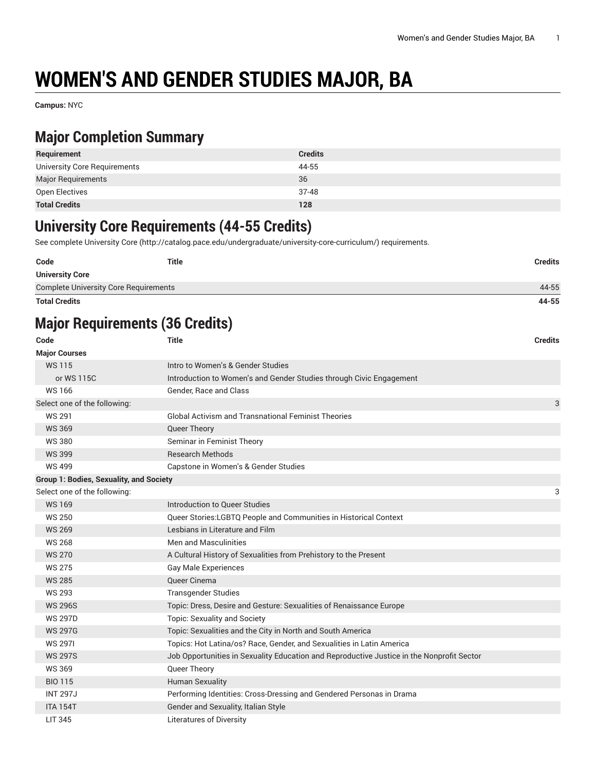# WOMEN'S AND GENDER STUDIES MAJOR, BA

**Campus:** NYC

## Major Completion Summary

| Requirement | Credits |
|---|---|
| University Core Requirements | 44-55 |
| Major Requirements | 36 |
| Open Electives | 37-48 |
| **Total Credits** | **128** |

## University Core Requirements (44-55 Credits)

See complete University Core (http://catalog.pace.edu/undergraduate/university-core-curriculum/) requirements.

| Code | Title | Credits |
|---|---|---|
| **University Core** | | |
| Complete University Core Requirements | | 44-55 |
| **Total Credits** | | **44-55** |

## Major Requirements (36 Credits)

| Code | Title | Credits |
|---|---|---|
| **Major Courses** | | |
| WS 115 | Intro to Women's & Gender Studies | |
| or WS 115C | Introduction to Women's and Gender Studies through Civic Engagement | |
| WS 166 | Gender, Race and Class | |
| Select one of the following: | | 3 |
| WS 291 | Global Activism and Transnational Feminist Theories | |
| WS 369 | Queer Theory | |
| WS 380 | Seminar in Feminist Theory | |
| WS 399 | Research Methods | |
| WS 499 | Capstone in Women's & Gender Studies | |
| **Group 1: Bodies, Sexuality, and Society** | | |
| Select one of the following: | | 3 |
| WS 169 | Introduction to Queer Studies | |
| WS 250 | Queer Stories:LGBTQ People and Communities in Historical Context | |
| WS 269 | Lesbians in Literature and Film | |
| WS 268 | Men and Masculinities | |
| WS 270 | A Cultural History of Sexualities from Prehistory to the Present | |
| WS 275 | Gay Male Experiences | |
| WS 285 | Queer Cinema | |
| WS 293 | Transgender Studies | |
| WS 296S | Topic: Dress, Desire and Gesture: Sexualities of Renaissance Europe | |
| WS 297D | Topic: Sexuality and Society | |
| WS 297G | Topic: Sexualities and the City in North and South America | |
| WS 297I | Topics: Hot Latina/os? Race, Gender, and Sexualities in Latin America | |
| WS 297S | Job Opportunities in Sexuality Education and Reproductive Justice in the Nonprofit Sector | |
| WS 369 | Queer Theory | |
| BIO 115 | Human Sexuality | |
| INT 297J | Performing Identities: Cross-Dressing and Gendered Personas in Drama | |
| ITA 154T | Gender and Sexuality, Italian Style | |
| LIT 345 | Literatures of Diversity | |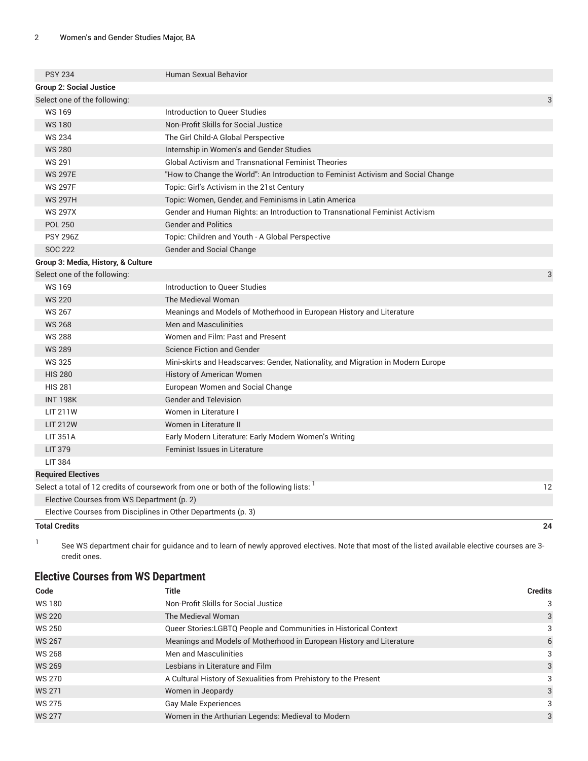| | | |
|---|---|---|
| PSY 234 | Human Sexual Behavior | |
| **Group 2: Social Justice** | | |
| Select one of the following: | | 3 |
| WS 169 | Introduction to Queer Studies | |
| WS 180 | Non-Profit Skills for Social Justice | |
| WS 234 | The Girl Child-A Global Perspective | |
| WS 280 | Internship in Women's and Gender Studies | |
| WS 291 | Global Activism and Transnational Feminist Theories | |
| WS 297E | "How to Change the World": An Introduction to Feminist Activism and Social Change | |
| WS 297F | Topic: Girl's Activism in the 21st Century | |
| WS 297H | Topic: Women, Gender, and Feminisms in Latin America | |
| WS 297X | Gender and Human Rights: an Introduction to Transnational Feminist Activism | |
| POL 250 | Gender and Politics | |
| PSY 296Z | Topic: Children and Youth - A Global Perspective | |
| SOC 222 | Gender and Social Change | |
| **Group 3: Media, History, & Culture** | | |
| Select one of the following: | | 3 |
| WS 169 | Introduction to Queer Studies | |
| WS 220 | The Medieval Woman | |
| WS 267 | Meanings and Models of Motherhood in European History and Literature | |
| WS 268 | Men and Masculinities | |
| WS 288 | Women and Film: Past and Present | |
| WS 289 | Science Fiction and Gender | |
| WS 325 | Mini-skirts and Headscarves: Gender, Nationality, and Migration in Modern Europe | |
| HIS 280 | History of American Women | |
| HIS 281 | European Women and Social Change | |
| INT 198K | Gender and Television | |
| LIT 211W | Women in Literature I | |
| LIT 212W | Women in Literature II | |
| LIT 351A | Early Modern Literature: Early Modern Women's Writing | |
| LIT 379 | Feminist Issues in Literature | |
| LIT 384 | | |
| **Required Electives** | | |
| Select a total of 12 credits of coursework from one or both of the following lists: [1] | | 12 |
| Elective Courses from WS Department (p. 2) | | |
| Elective Courses from Disciplines in Other Departments (p. 3) | | |
| **Total Credits** | | **24** |

[1] See WS department chair for guidance and to learn of newly approved electives. Note that most of the listed available elective courses are 3-credit ones.

## Elective Courses from WS Department

| Code | Title | Credits |
|---|---|---|
| WS 180 | Non-Profit Skills for Social Justice | 3 |
| WS 220 | The Medieval Woman | 3 |
| WS 250 | Queer Stories:LGBTQ People and Communities in Historical Context | 3 |
| WS 267 | Meanings and Models of Motherhood in European History and Literature | 6 |
| WS 268 | Men and Masculinities | 3 |
| WS 269 | Lesbians in Literature and Film | 3 |
| WS 270 | A Cultural History of Sexualities from Prehistory to the Present | 3 |
| WS 271 | Women in Jeopardy | 3 |
| WS 275 | Gay Male Experiences | 3 |
| WS 277 | Women in the Arthurian Legends: Medieval to Modern | 3 |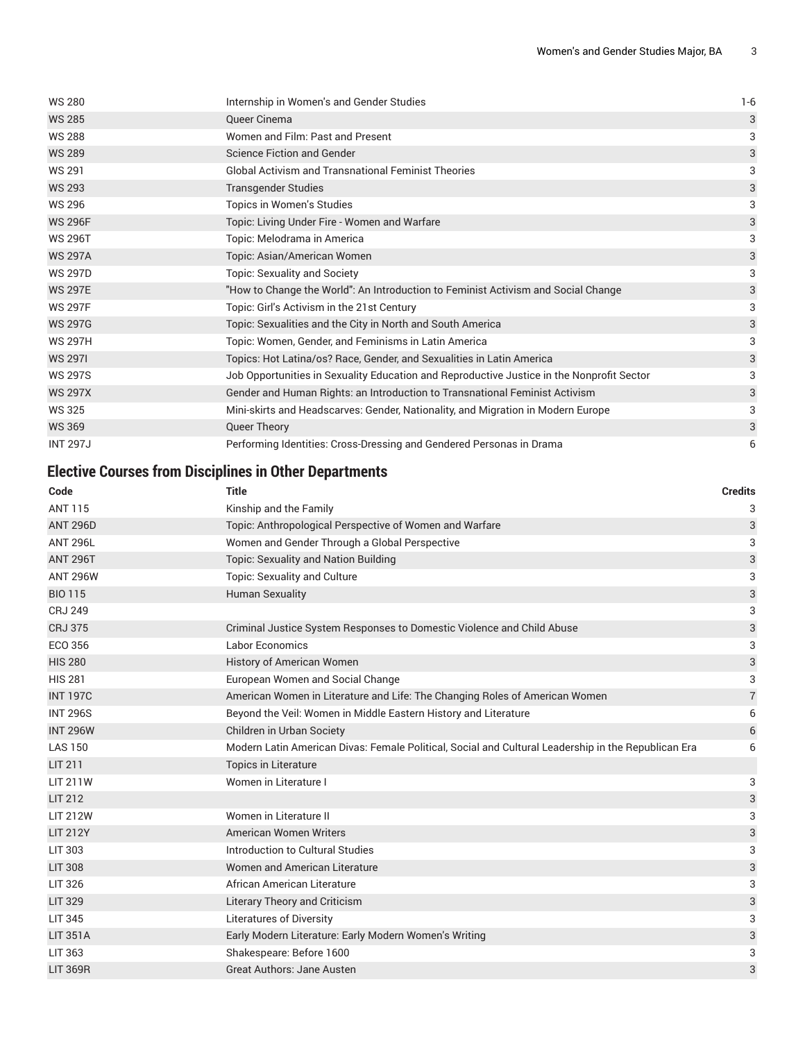| | | |
|---|---|---|
| WS 280 | Internship in Women's and Gender Studies | 1-6 |
| WS 285 | Queer Cinema | 3 |
| WS 288 | Women and Film: Past and Present | 3 |
| WS 289 | Science Fiction and Gender | 3 |
| WS 291 | Global Activism and Transnational Feminist Theories | 3 |
| WS 293 | Transgender Studies | 3 |
| WS 296 | Topics in Women's Studies | 3 |
| WS 296F | Topic: Living Under Fire - Women and Warfare | 3 |
| WS 296T | Topic: Melodrama in America | 3 |
| WS 297A | Topic: Asian/American Women | 3 |
| WS 297D | Topic: Sexuality and Society | 3 |
| WS 297E | "How to Change the World": An Introduction to Feminist Activism and Social Change | 3 |
| WS 297F | Topic: Girl's Activism in the 21st Century | 3 |
| WS 297G | Topic: Sexualities and the City in North and South America | 3 |
| WS 297H | Topic: Women, Gender, and Feminisms in Latin America | 3 |
| WS 297I | Topics: Hot Latina/os? Race, Gender, and Sexualities in Latin America | 3 |
| WS 297S | Job Opportunities in Sexuality Education and Reproductive Justice in the Nonprofit Sector | 3 |
| WS 297X | Gender and Human Rights: an Introduction to Transnational Feminist Activism | 3 |
| WS 325 | Mini-skirts and Headscarves: Gender, Nationality, and Migration in Modern Europe | 3 |
| WS 369 | Queer Theory | 3 |
| INT 297J | Performing Identities: Cross-Dressing and Gendered Personas in Drama | 6 |

## Elective Courses from Disciplines in Other Departments

| Code | Title | Credits |
|---|---|---|
| ANT 115 | Kinship and the Family | 3 |
| ANT 296D | Topic: Anthropological Perspective of Women and Warfare | 3 |
| ANT 296L | Women and Gender Through a Global Perspective | 3 |
| ANT 296T | Topic: Sexuality and Nation Building | 3 |
| ANT 296W | Topic: Sexuality and Culture | 3 |
| BIO 115 | Human Sexuality | 3 |
| CRJ 249 | | 3 |
| CRJ 375 | Criminal Justice System Responses to Domestic Violence and Child Abuse | 3 |
| ECO 356 | Labor Economics | 3 |
| HIS 280 | History of American Women | 3 |
| HIS 281 | European Women and Social Change | 3 |
| INT 197C | American Women in Literature and Life: The Changing Roles of American Women | 7 |
| INT 296S | Beyond the Veil: Women in Middle Eastern History and Literature | 6 |
| INT 296W | Children in Urban Society | 6 |
| LAS 150 | Modern Latin American Divas: Female Political, Social and Cultural Leadership in the Republican Era | 6 |
| LIT 211 | Topics in Literature | |
| LIT 211W | Women in Literature I | 3 |
| LIT 212 | | 3 |
| LIT 212W | Women in Literature II | 3 |
| LIT 212Y | American Women Writers | 3 |
| LIT 303 | Introduction to Cultural Studies | 3 |
| LIT 308 | Women and American Literature | 3 |
| LIT 326 | African American Literature | 3 |
| LIT 329 | Literary Theory and Criticism | 3 |
| LIT 345 | Literatures of Diversity | 3 |
| LIT 351A | Early Modern Literature: Early Modern Women's Writing | 3 |
| LIT 363 | Shakespeare: Before 1600 | 3 |
| LIT 369R | Great Authors: Jane Austen | 3 |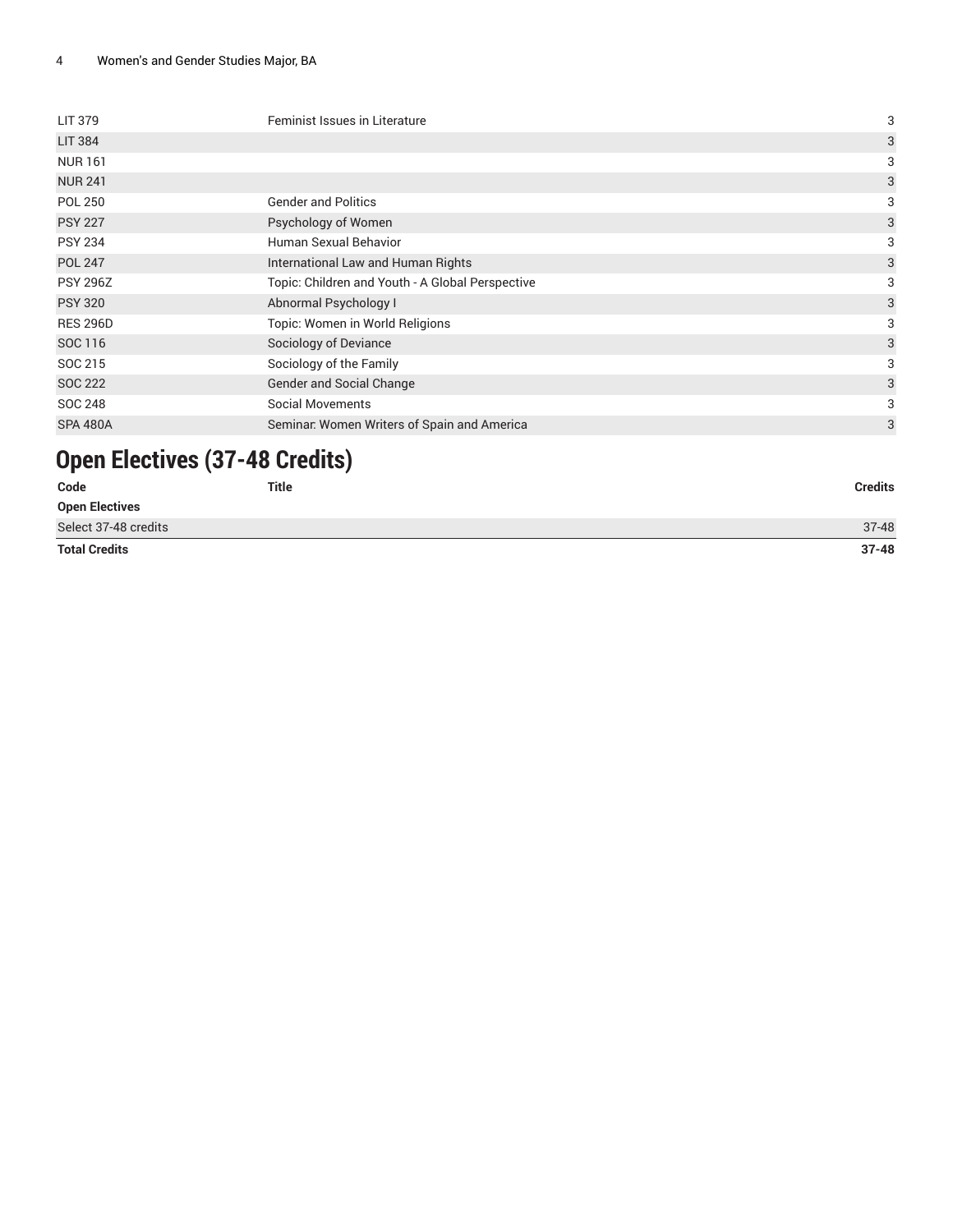| | | |
|---|---|---|
| LIT 379 | Feminist Issues in Literature | 3 |
| LIT 384 | | 3 |
| NUR 161 | | 3 |
| NUR 241 | | 3 |
| POL 250 | Gender and Politics | 3 |
| PSY 227 | Psychology of Women | 3 |
| PSY 234 | Human Sexual Behavior | 3 |
| POL 247 | International Law and Human Rights | 3 |
| PSY 296Z | Topic: Children and Youth - A Global Perspective | 3 |
| PSY 320 | Abnormal Psychology I | 3 |
| RES 296D | Topic: Women in World Religions | 3 |
| SOC 116 | Sociology of Deviance | 3 |
| SOC 215 | Sociology of the Family | 3 |
| SOC 222 | Gender and Social Change | 3 |
| SOC 248 | Social Movements | 3 |
| SPA 480A | Seminar: Women Writers of Spain and America | 3 |

## Open Electives (37-48 Credits)

| Code | Title | Credits |
|---|---|---|
| **Open Electives** | | |
| Select 37-48 credits | | 37-48 |
| **Total Credits** | | **37-48** |